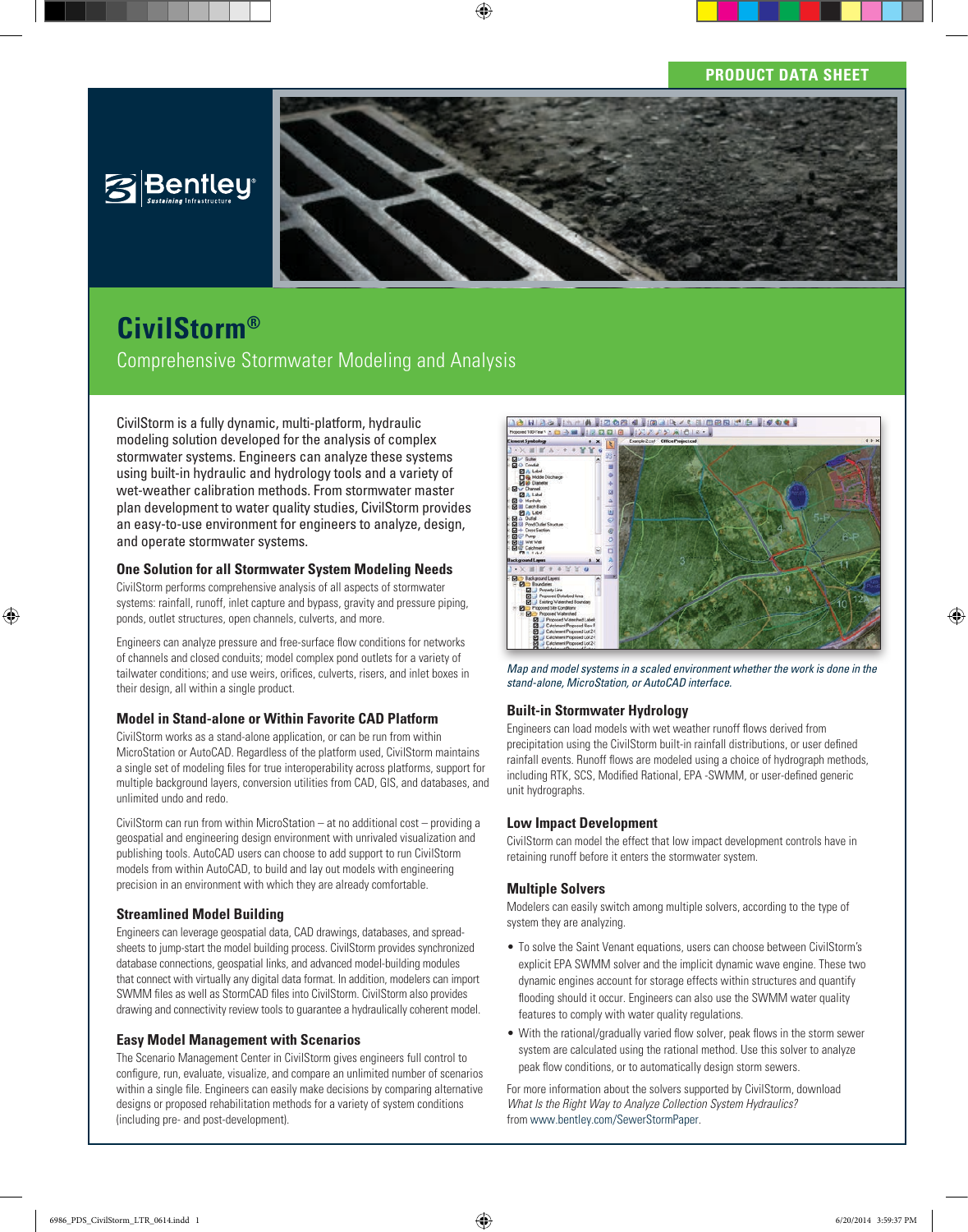PRODUCT DATA SHEET

# CivilStorm®

## Comprehensive Stormwater Modeling and Analysis

CivilStorm is a fully dynamic, multi-platform, hydraulic modeling solution developed for the analysis of complex stormwater systems. Engineers can analyze these systems using built-in hydraulic and hydrology tools and a variety of wet-weather calibration methods. From stormwater master plan development to water quality studies, CivilStorm provides an easy-to-use environment for engineers to analyze, design, and operate stormwater systems.

### One Solution for all Stormwater System Modeling Needs

CivilStorm performs comprehensive analysis of all aspects of stormwater systems: rainfall, runoff, inlet capture and bypass, gravity and pressure piping, ponds, outlet structures, open channels, culverts, and more.

Engineers can analyze pressure and free-surface flow conditions for networks of channels and closed conduits; model complex pond outlets for a variety of tailwater conditions; and use weirs, orifices, culverts, risers, and inlet boxes in their design, all within a single product.

### Model in Stand-alone or Within Favorite CAD Platform

CivilStorm works as a stand-alone application, or can be run from within MicroStation or AutoCAD. Regardless of the platform used, CivilStorm maintains a single set of modeling files for true interoperability across platforms, support for multiple background layers, conversion utilities from CAD, GIS, and databases, and unlimited undo and redo.

CivilStorm can run from within MicroStation – at no additional cost – providing a geospatial and engineering design environment with unrivaled visualization and publishing tools. AutoCAD users can choose to add support to run CivilStorm models from within AutoCAD, to build and lay out models with engineering precision in an environment with which they are already comfortable.

### Streamlined Model Building

Engineers can leverage geospatial data, CAD drawings, databases, and spreadsheets to jump-start the model building process. CivilStorm provides synchronized database connections, geospatial links, and advanced model-building modules that connect with virtually any digital data format. In addition, modelers can import SWMM files as well as StormCAD files into CivilStorm. CivilStorm also provides drawing and connectivity review tools to guarantee a hydraulically coherent model.

### Easy Model Management with Scenarios

The Scenario Management Center in CivilStorm gives engineers full control to configure, run, evaluate, visualize, and compare an unlimited number of scenarios within a single file. Engineers can easily make decisions by comparing alternative designs or proposed rehabilitation methods for a variety of system conditions (including pre- and post-development).

*Map and model systems in a scaled environment whether the work is done in the stand-alone, MicroStation, or AutoCAD interface.*

### Built-in Stormwater Hydrology

Engineers can load models with wet weather runoff flows derived from precipitation using the CivilStorm built-in rainfall distributions, or user defined rainfall events. Runoff flows are modeled using a choice of hydrograph methods, including RTK, SCS, Modified Rational, EPA -SWMM, or user-defined generic unit hydrographs.

### Low Impact Development

CivilStorm can model the effect that low impact development controls have in retaining runoff before it enters the stormwater system.

### Multiple Solvers

Modelers can easily switch among multiple solvers, according to the type of system they are analyzing.

- To solve the Saint Venant equations, users can choose between CivilStorm's explicit EPA SWMM solver and the implicit dynamic wave engine. These two dynamic engines account for storage effects within structures and quantify flooding should it occur. Engineers can also use the SWMM water quality features to comply with water quality regulations.
- With the rational/gradually varied flow solver, peak flows in the storm sewer system are calculated using the rational method. Use this solver to analyze peak flow conditions, or to automatically design storm sewers.

For more information about the solvers supported by CivilStorm, download *What Is the Right Way to Analyze Collection System Hydraulics?* from www.bentley.com/SewerStormPaper.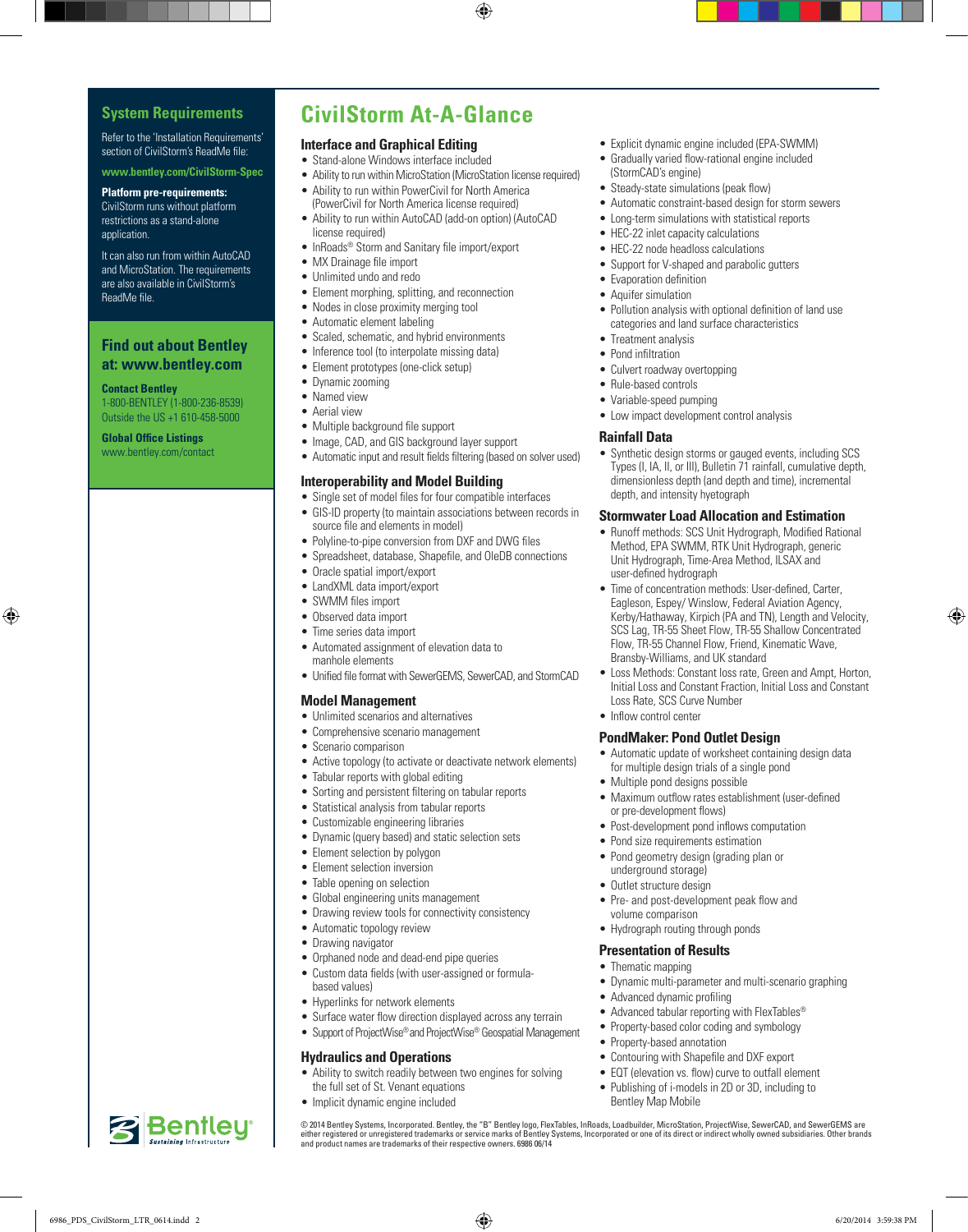## System Requirements

Refer to the 'Installation Requirements' section of CivilStorm's ReadMe file:

**www.bentley.com/CivilStorm-Spec**

**Platform pre-requirements:** CivilStorm runs without platform restrictions as a stand-alone application.

It can also run from within AutoCAD and MicroStation. The requirements are also available in CivilStorm's ReadMe file.

## Find out about Bentley at: www.bentley.com

**Contact Bentley**
1-800-BENTLEY (1-800-236-8539)
Outside the US +1 610-458-5000

**Global Office Listings**
www.bentley.com/contact

# CivilStorm At-A-Glance

### Interface and Graphical Editing

- Stand-alone Windows interface included
- Ability to run within MicroStation (MicroStation license required)
- Ability to run within PowerCivil for North America (PowerCivil for North America license required)
- Ability to run within AutoCAD (add-on option) (AutoCAD license required)
- InRoads® Storm and Sanitary file import/export
- MX Drainage file import
- Unlimited undo and redo
- Element morphing, splitting, and reconnection
- Nodes in close proximity merging tool
- Automatic element labeling
- Scaled, schematic, and hybrid environments
- Inference tool (to interpolate missing data)
- Element prototypes (one-click setup)
- Dynamic zooming
- Named view
- Aerial view
- Multiple background file support
- Image, CAD, and GIS background layer support
- Automatic input and result fields filtering (based on solver used)

### Interoperability and Model Building

- Single set of model files for four compatible interfaces
- GIS-ID property (to maintain associations between records in source file and elements in model)
- Polyline-to-pipe conversion from DXF and DWG files
- Spreadsheet, database, Shapefile, and OleDB connections
- Oracle spatial import/export
- LandXML data import/export
- SWMM files import
- Observed data import
- Time series data import
- Automated assignment of elevation data to manhole elements
- Unified file format with SewerGEMS, SewerCAD, and StormCAD

### Model Management

- Unlimited scenarios and alternatives
- Comprehensive scenario management
- Scenario comparison
- Active topology (to activate or deactivate network elements)
- Tabular reports with global editing
- Sorting and persistent filtering on tabular reports
- Statistical analysis from tabular reports
- Customizable engineering libraries
- Dynamic (query based) and static selection sets
- Element selection by polygon
- Element selection inversion
- Table opening on selection
- Global engineering units management
- Drawing review tools for connectivity consistency
- Automatic topology review
- Drawing navigator
- Orphaned node and dead-end pipe queries
- Custom data fields (with user-assigned or formula-based values)
- Hyperlinks for network elements
- Surface water flow direction displayed across any terrain
- Support of ProjectWise® and ProjectWise® Geospatial Management

### Hydraulics and Operations

- Ability to switch readily between two engines for solving the full set of St. Venant equations
- Implicit dynamic engine included
- Explicit dynamic engine included (EPA-SWMM)
- Gradually varied flow-rational engine included (StormCAD's engine)
- Steady-state simulations (peak flow)
- Automatic constraint-based design for storm sewers
- Long-term simulations with statistical reports
- HEC-22 inlet capacity calculations
- HEC-22 node headloss calculations
- Support for V-shaped and parabolic gutters
- Evaporation definition
- Aquifer simulation
- Pollution analysis with optional definition of land use categories and land surface characteristics
- Treatment analysis
- Pond infiltration
- Culvert roadway overtopping
- Rule-based controls
- Variable-speed pumping
- Low impact development control analysis

### Rainfall Data

- Synthetic design storms or gauged events, including SCS Types (I, IA, II, or III), Bulletin 71 rainfall, cumulative depth, dimensionless depth (and depth and time), incremental depth, and intensity hyetograph

### Stormwater Load Allocation and Estimation

- Runoff methods: SCS Unit Hydrograph, Modified Rational Method, EPA SWMM, RTK Unit Hydrograph, generic Unit Hydrograph, Time-Area Method, ILSAX and user-defined hydrograph
- Time of concentration methods: User-defined, Carter, Eagleson, Espey/ Winslow, Federal Aviation Agency, Kerby/Hathaway, Kirpich (PA and TN), Length and Velocity, SCS Lag, TR-55 Sheet Flow, TR-55 Shallow Concentrated Flow, TR-55 Channel Flow, Friend, Kinematic Wave, Bransby-Williams, and UK standard
- Loss Methods: Constant loss rate, Green and Ampt, Horton, Initial Loss and Constant Fraction, Initial Loss and Constant Loss Rate, SCS Curve Number
- Inflow control center

### PondMaker: Pond Outlet Design

- Automatic update of worksheet containing design data for multiple design trials of a single pond
- Multiple pond designs possible
- Maximum outflow rates establishment (user-defined or pre-development flows)
- Post-development pond inflows computation
- Pond size requirements estimation
- Pond geometry design (grading plan or underground storage)
- Outlet structure design
- Pre- and post-development peak flow and volume comparison
- Hydrograph routing through ponds

### Presentation of Results

- Thematic mapping
- Dynamic multi-parameter and multi-scenario graphing
- Advanced dynamic profiling
- Advanced tabular reporting with FlexTables®
- Property-based color coding and symbology
- Property-based annotation
- Contouring with Shapefile and DXF export
- EQT (elevation vs. flow) curve to outfall element
- Publishing of i-models in 2D or 3D, including to Bentley Map Mobile

Bentley Sustaining Infrastructure

© 2014 Bentley Systems, Incorporated. Bentley, the "B" Bentley logo, FlexTables, InRoads, Loadbuilder, MicroStation, ProjectWise, SewerCAD, and SewerGEMS are either registered or unregistered trademarks or service marks of Bentley Systems, Incorporated or one of its direct or indirect wholly owned subsidiaries. Other brands and product names are trademarks of their respective owners. 6986 06/14